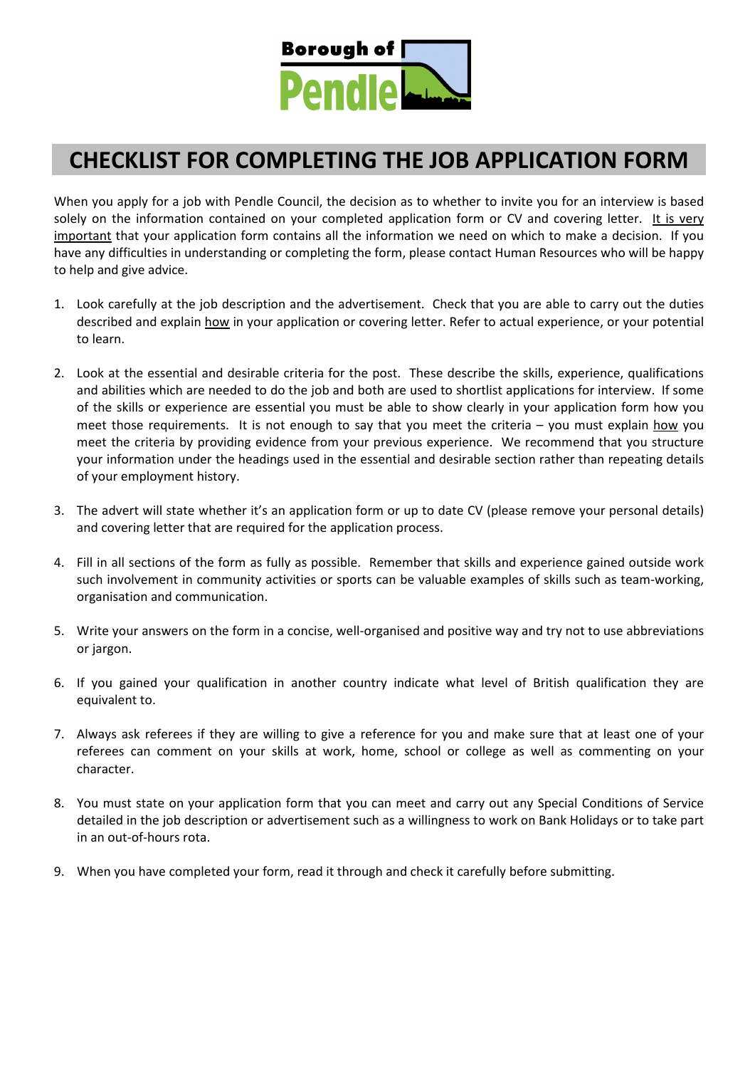Borough of Pendle

# CHECKLIST FOR COMPLETING THE JOB APPLICATION FORM

When you apply for a job with Pendle Council, the decision as to whether to invite you for an interview is based solely on the information contained on your completed application form or CV and covering letter. <u>It is very important</u> that your application form contains all the information we need on which to make a decision. If you have any difficulties in understanding or completing the form, please contact Human Resources who will be happy to help and give advice.

1. Look carefully at the job description and the advertisement. Check that you are able to carry out the duties described and explain <u>how</u> in your application or covering letter. Refer to actual experience, or your potential to learn.

2. Look at the essential and desirable criteria for the post. These describe the skills, experience, qualifications and abilities which are needed to do the job and both are used to shortlist applications for interview. If some of the skills or experience are essential you must be able to show clearly in your application form how you meet those requirements. It is not enough to say that you meet the criteria – you must explain <u>how</u> you meet the criteria by providing evidence from your previous experience. We recommend that you structure your information under the headings used in the essential and desirable section rather than repeating details of your employment history.

3. The advert will state whether it's an application form or up to date CV (please remove your personal details) and covering letter that are required for the application process.

4. Fill in all sections of the form as fully as possible. Remember that skills and experience gained outside work such involvement in community activities or sports can be valuable examples of skills such as team-working, organisation and communication.

5. Write your answers on the form in a concise, well-organised and positive way and try not to use abbreviations or jargon.

6. If you gained your qualification in another country indicate what level of British qualification they are equivalent to.

7. Always ask referees if they are willing to give a reference for you and make sure that at least one of your referees can comment on your skills at work, home, school or college as well as commenting on your character.

8. You must state on your application form that you can meet and carry out any Special Conditions of Service detailed in the job description or advertisement such as a willingness to work on Bank Holidays or to take part in an out-of-hours rota.

9. When you have completed your form, read it through and check it carefully before submitting.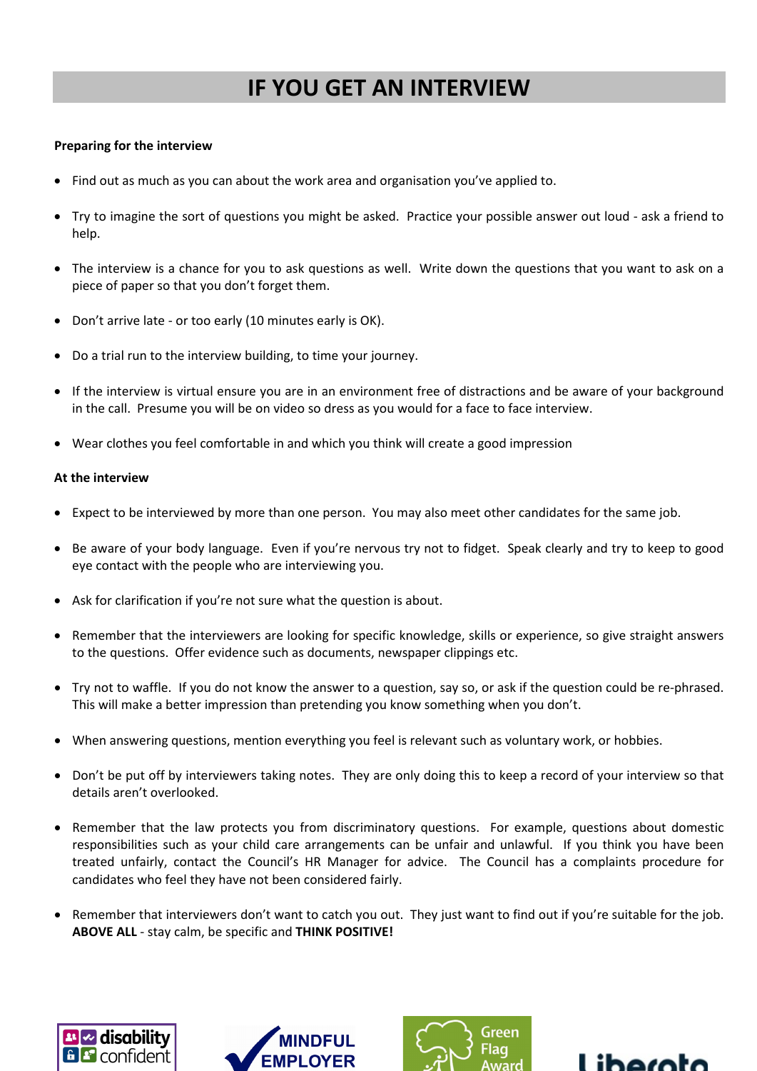# IF YOU GET AN INTERVIEW

**Preparing for the interview**

- Find out as much as you can about the work area and organisation you've applied to.
- Try to imagine the sort of questions you might be asked. Practice your possible answer out loud - ask a friend to help.
- The interview is a chance for you to ask questions as well. Write down the questions that you want to ask on a piece of paper so that you don't forget them.
- Don't arrive late - or too early (10 minutes early is OK).
- Do a trial run to the interview building, to time your journey.
- If the interview is virtual ensure you are in an environment free of distractions and be aware of your background in the call. Presume you will be on video so dress as you would for a face to face interview.
- Wear clothes you feel comfortable in and which you think will create a good impression

**At the interview**

- Expect to be interviewed by more than one person. You may also meet other candidates for the same job.
- Be aware of your body language. Even if you're nervous try not to fidget. Speak clearly and try to keep to good eye contact with the people who are interviewing you.
- Ask for clarification if you're not sure what the question is about.
- Remember that the interviewers are looking for specific knowledge, skills or experience, so give straight answers to the questions. Offer evidence such as documents, newspaper clippings etc.
- Try not to waffle. If you do not know the answer to a question, say so, or ask if the question could be re-phrased. This will make a better impression than pretending you know something when you don't.
- When answering questions, mention everything you feel is relevant such as voluntary work, or hobbies.
- Don't be put off by interviewers taking notes. They are only doing this to keep a record of your interview so that details aren't overlooked.
- Remember that the law protects you from discriminatory questions. For example, questions about domestic responsibilities such as your child care arrangements can be unfair and unlawful. If you think you have been treated unfairly, contact the Council's HR Manager for advice. The Council has a complaints procedure for candidates who feel they have not been considered fairly.
- Remember that interviewers don't want to catch you out. They just want to find out if you're suitable for the job. **ABOVE ALL** - stay calm, be specific and **THINK POSITIVE!**

disability confident

MINDFUL EMPLOYER

Green Flag Award

Liberata